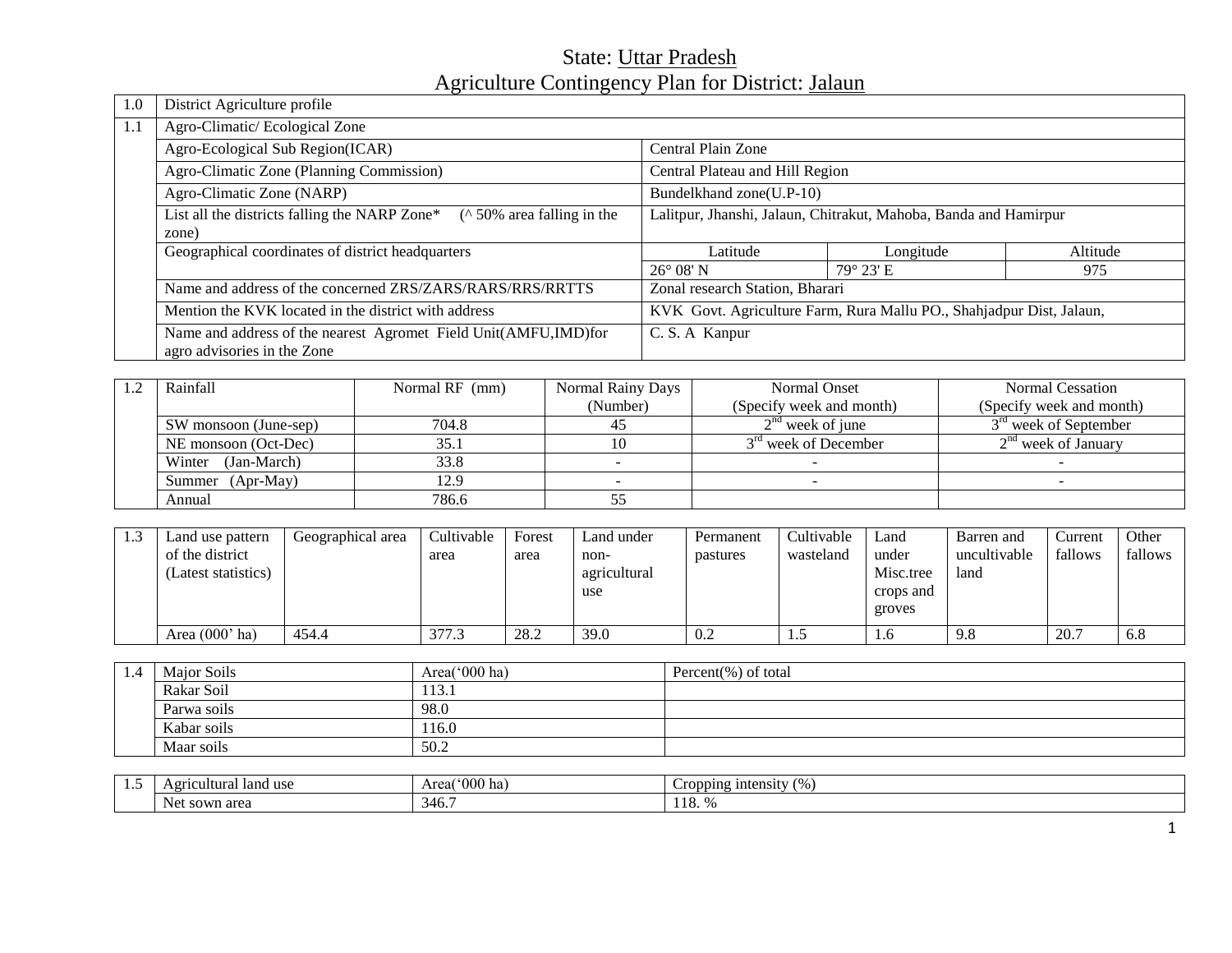# State: Uttar Pradesh

## Agriculture Contingency Plan for District: Jalaun

| 1.0 | District Agriculture profile | | | |
|---|---|---|---|---|
| 1.1 | Agro-Climatic/ Ecological Zone | | | |
| | Agro-Ecological Sub Region(ICAR) | Central Plain Zone | | |
| | Agro-Climatic Zone (Planning Commission) | Central Plateau and Hill Region | | |
| | Agro-Climatic Zone (NARP) | Bundelkhand zone(U.P-10) | | |
| | List all the districts falling the NARP Zone* (^ 50% area falling in the zone) | Lalitpur, Jhanshi, Jalaun, Chitrakut, Mahoba, Banda and Hamirpur | | |
| | Geographical coordinates of district headquarters | Latitude | Longitude | Altitude |
| | | 26° 08' N | 79° 23' E | 975 |
| | Name and address of the concerned ZRS/ZARS/RARS/RRS/RRTTS | Zonal research Station, Bharari | | |
| | Mention the KVK located in the district with address | KVK Govt. Agriculture Farm, Rura Mallu PO., Shahjadpur Dist, Jalaun, | | |
| | Name and address of the nearest Agromet Field Unit(AMFU,IMD)for agro advisories in the Zone | C. S. A Kanpur | | |

| 1.2 | Rainfall | Normal RF (mm) | Normal Rainy Days (Number) | Normal Onset (Specify week and month) | Normal Cessation (Specify week and month) |
|---|---|---|---|---|---|
| | SW monsoon (June-sep) | 704.8 | 45 | 2nd week of june | 3rd week of September |
| | NE monsoon (Oct-Dec) | 35.1 | 10 | 3rd week of December | 2nd week of January |
| | Winter (Jan-March) | 33.8 | - | - | - |
| | Summer (Apr-May) | 12.9 | - | - | - |
| | Annual | 786.6 | 55 | | |

| 1.3 | Land use pattern of the district (Latest statistics) | Geographical area | Cultivable area | Forest area | Land under non-agricultural use | Permanent pastures | Cultivable wasteland | Land under Misc.tree crops and groves | Barren and uncultivable land | Current fallows | Other fallows |
|---|---|---|---|---|---|---|---|---|---|---|---|
| | Area (000' ha) | 454.4 | 377.3 | 28.2 | 39.0 | 0.2 | 1.5 | 1.6 | 9.8 | 20.7 | 6.8 |

| 1.4 | Major Soils | Area('000 ha) | Percent(%) of total |
|---|---|---|---|
| | Rakar Soil | 113.1 | |
| | Parwa soils | 98.0 | |
| | Kabar soils | 116.0 | |
| | Maar soils | 50.2 | |

| 1.5 | Agricultural land use | Area('000 ha) | Cropping intensity (%) |
|---|---|---|---|
| | Net sown area | 346.7 | 118. % |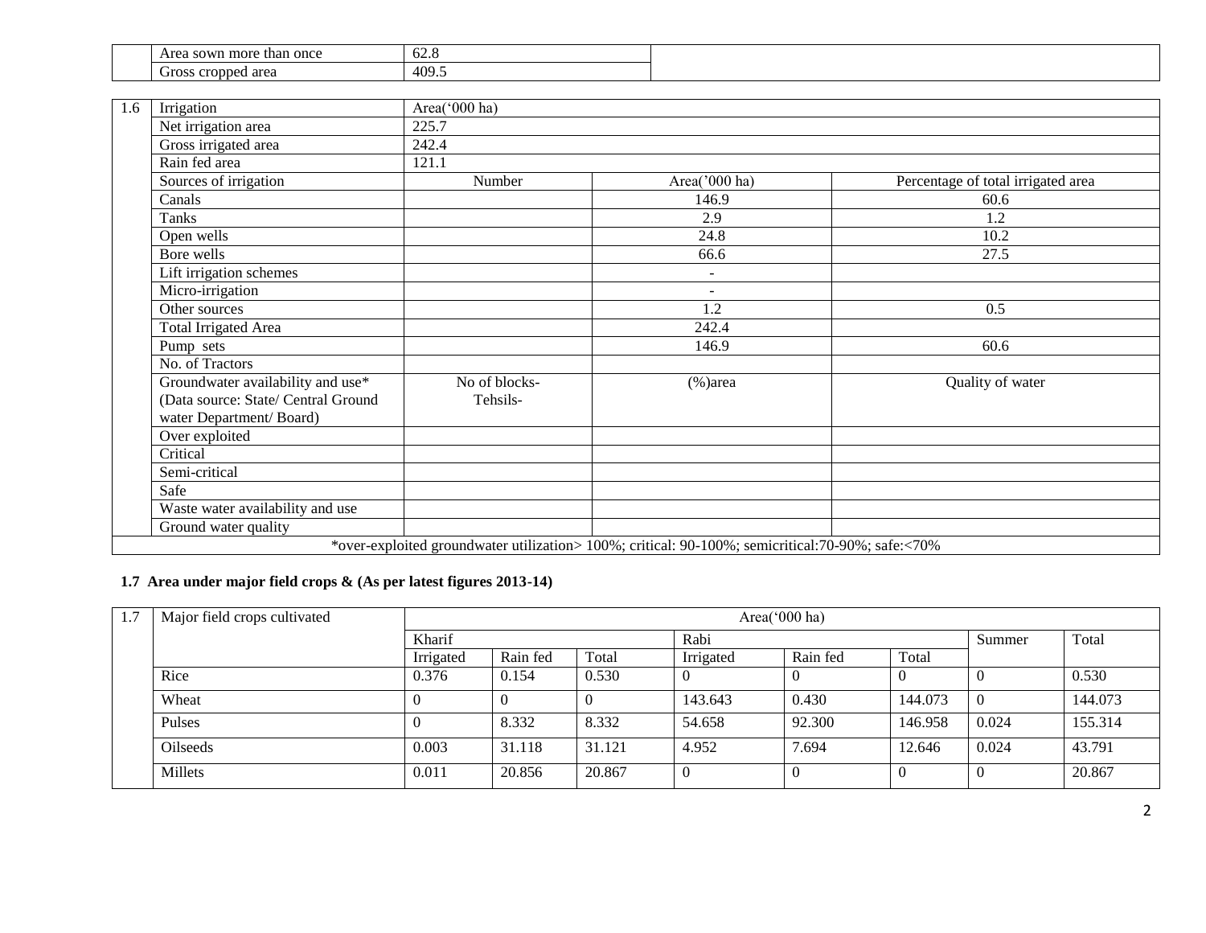|  | Area sown more than once | 62.8 |  |
|---|---|---|---|
|  | Gross cropped area | 409.5 |  |

| 1.6 | Irrigation | Area('000 ha) | | |
|---|---|---|---|---|
|  | Net irrigation area | 225.7 | | |
|  | Gross irrigated area | 242.4 | | |
|  | Rain fed area | 121.1 | | |
|  | Sources of irrigation | Number | Area('000 ha) | Percentage of total irrigated area |
|  | Canals |  | 146.9 | 60.6 |
|  | Tanks |  | 2.9 | 1.2 |
|  | Open wells |  | 24.8 | 10.2 |
|  | Bore wells |  | 66.6 | 27.5 |
|  | Lift irrigation schemes |  | - |  |
|  | Micro-irrigation |  | - |  |
|  | Other sources |  | 1.2 | 0.5 |
|  | Total Irrigated Area |  | 242.4 |  |
|  | Pump sets |  | 146.9 | 60.6 |
|  | No. of Tractors |  |  |  |
|  | Groundwater availability and use* (Data source: State/ Central Ground water Department/ Board) | No of blocks- Tehsils- | (%)area | Quality of water |
|  | Over exploited |  |  |  |
|  | Critical |  |  |  |
|  | Semi-critical |  |  |  |
|  | Safe |  |  |  |
|  | Waste water availability and use |  |  |  |
|  | Ground water quality |  |  |  |
| *over-exploited groundwater utilization> 100%; critical: 90-100%; semicritical:70-90%; safe:<70% | | | | |

## 1.7 Area under major field crops & (As per latest figures 2013-14)

| 1.7 | Major field crops cultivated | Area('000 ha) | | | | | | | |
|---|---|---|---|---|---|---|---|---|---|
|  |  | Kharif | | | Rabi | | | Summer | Total |
|  |  | Irrigated | Rain fed | Total | Irrigated | Rain fed | Total |  |  |
|  | Rice | 0.376 | 0.154 | 0.530 | 0 | 0 | 0 | 0 | 0.530 |
|  | Wheat | 0 | 0 | 0 | 143.643 | 0.430 | 144.073 | 0 | 144.073 |
|  | Pulses | 0 | 8.332 | 8.332 | 54.658 | 92.300 | 146.958 | 0.024 | 155.314 |
|  | Oilseeds | 0.003 | 31.118 | 31.121 | 4.952 | 7.694 | 12.646 | 0.024 | 43.791 |
|  | Millets | 0.011 | 20.856 | 20.867 | 0 | 0 | 0 | 0 | 20.867 |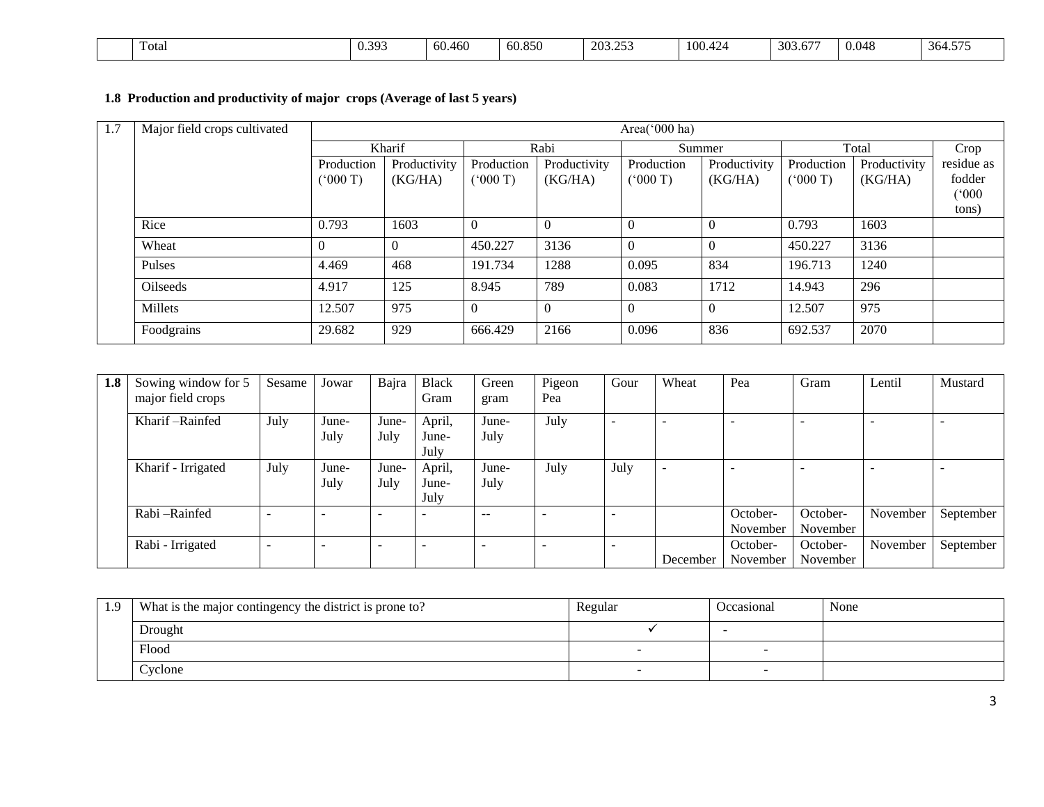| | Total | 0.393 | 60.460 | 60.850 | 203.253 | 100.424 | 303.677 | 0.048 | 364.575 |
|---|---|---|---|---|---|---|---|---|---|

**1.8 Production and productivity of major crops (Average of last 5 years)**

| 1.7 | Major field crops cultivated | Area('000 ha) | | | | | | | | |
|---|---|---|---|---|---|---|---|---|---|---|
| | | Kharif | | Rabi | | Summer | | Total | | Crop residue as fodder ('000 tons) |
| | | Production ('000 T) | Productivity (KG/HA) | Production ('000 T) | Productivity (KG/HA) | Production ('000 T) | Productivity (KG/HA) | Production ('000 T) | Productivity (KG/HA) | |
| | Rice | 0.793 | 1603 | 0 | 0 | 0 | 0 | 0.793 | 1603 | |
| | Wheat | 0 | 0 | 450.227 | 3136 | 0 | 0 | 450.227 | 3136 | |
| | Pulses | 4.469 | 468 | 191.734 | 1288 | 0.095 | 834 | 196.713 | 1240 | |
| | Oilseeds | 4.917 | 125 | 8.945 | 789 | 0.083 | 1712 | 14.943 | 296 | |
| | Millets | 12.507 | 975 | 0 | 0 | 0 | 0 | 12.507 | 975 | |
| | Foodgrains | 29.682 | 929 | 666.429 | 2166 | 0.096 | 836 | 692.537 | 2070 | |

| 1.8 | Sowing window for 5 major field crops | Sesame | Jowar | Bajra | Black Gram | Green gram | Pigeon Pea | Gour | Wheat | Pea | Gram | Lentil | Mustard |
|---|---|---|---|---|---|---|---|---|---|---|---|---|---|
| | Kharif –Rainfed | July | June-July | June-July | April, June-July | June-July | July | - | - | - | - | - | - |
| | Kharif - Irrigated | July | June-July | June-July | April, June-July | June-July | July | July | - | - | - | - | - |
| | Rabi –Rainfed | - | - | - | - | -- | - | - | | October-November | October-November | November | September |
| | Rabi - Irrigated | - | - | - | - | - | - | - | December | October-November | October-November | November | September |

| 1.9 | What is the major contingency the district is prone to? | Regular | Occasional | None |
|---|---|---|---|---|
| | Drought | ✓ | - | |
| | Flood | - | - | |
| | Cyclone | - | - | |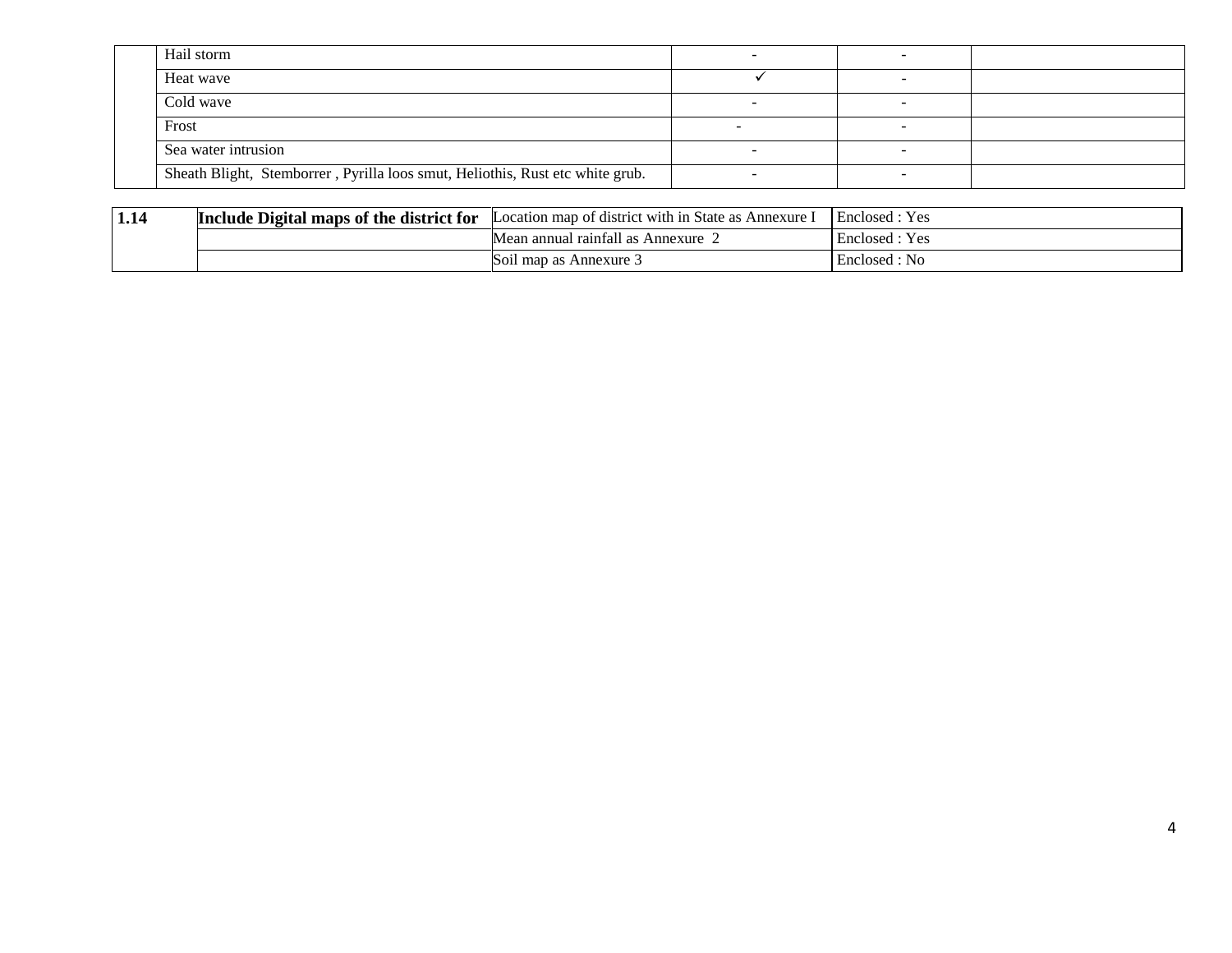|  |  |  |  |  |
|---|---|---|---|---|
|  | Hail storm | - | - |  |
|  | Heat wave | ✓ | - |  |
|  | Cold wave | - | - |  |
|  | Frost | - | - |  |
|  | Sea water intrusion | - | - |  |
|  | Sheath Blight,  Stemborrer , Pyrilla loos smut, Heliothis, Rust etc white grub. | - | - |  |

|  |  |  |  |
|---|---|---|---|
| **1.14** | **Include Digital maps of the district for** | Location map of district with in State as Annexure I | Enclosed : Yes |
|  |  | Mean annual rainfall as Annexure  2 | Enclosed : Yes |
|  |  | Soil map as Annexure 3 | Enclosed : No |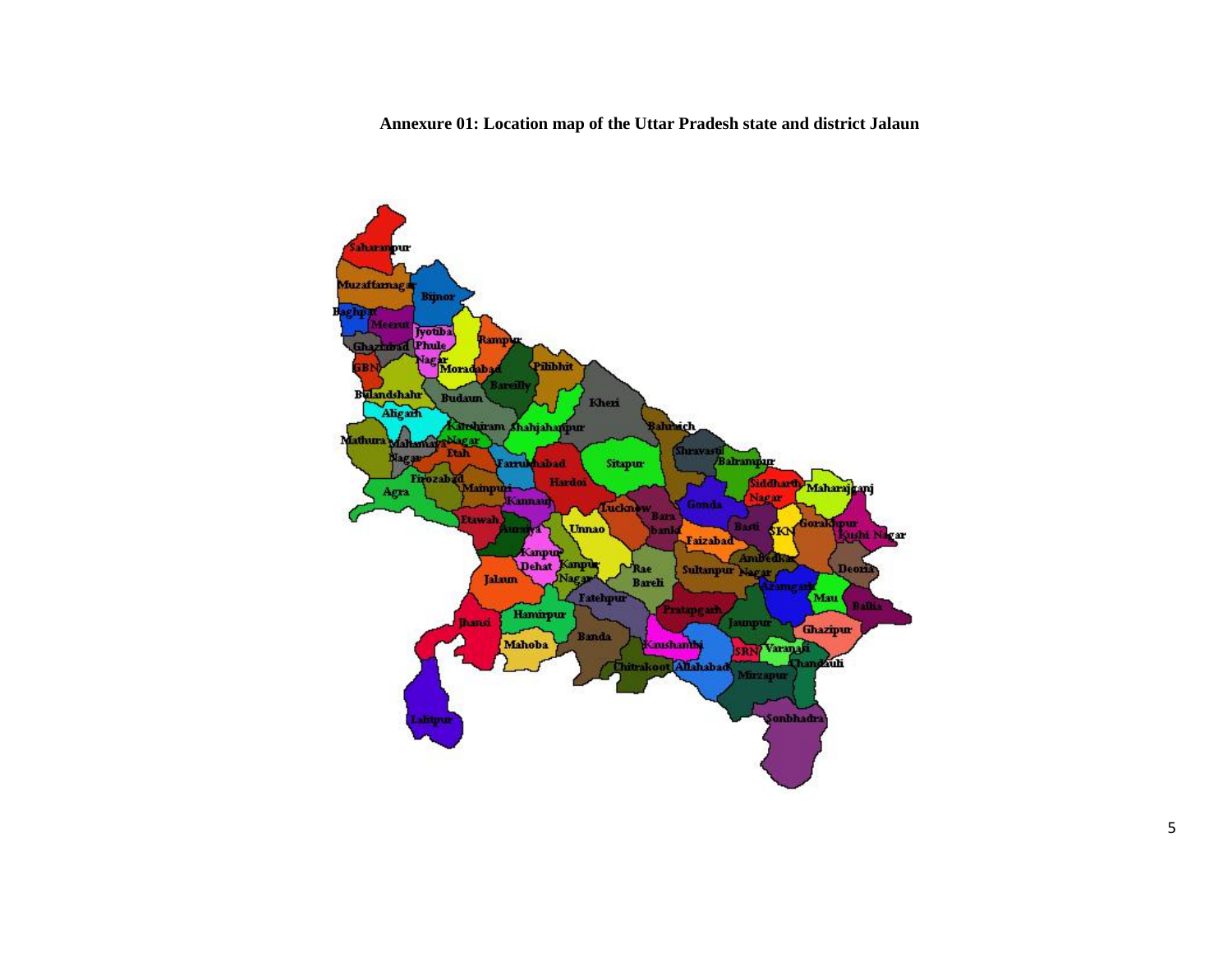**Annexure 01: Location map of the Uttar Pradesh state and district Jalaun**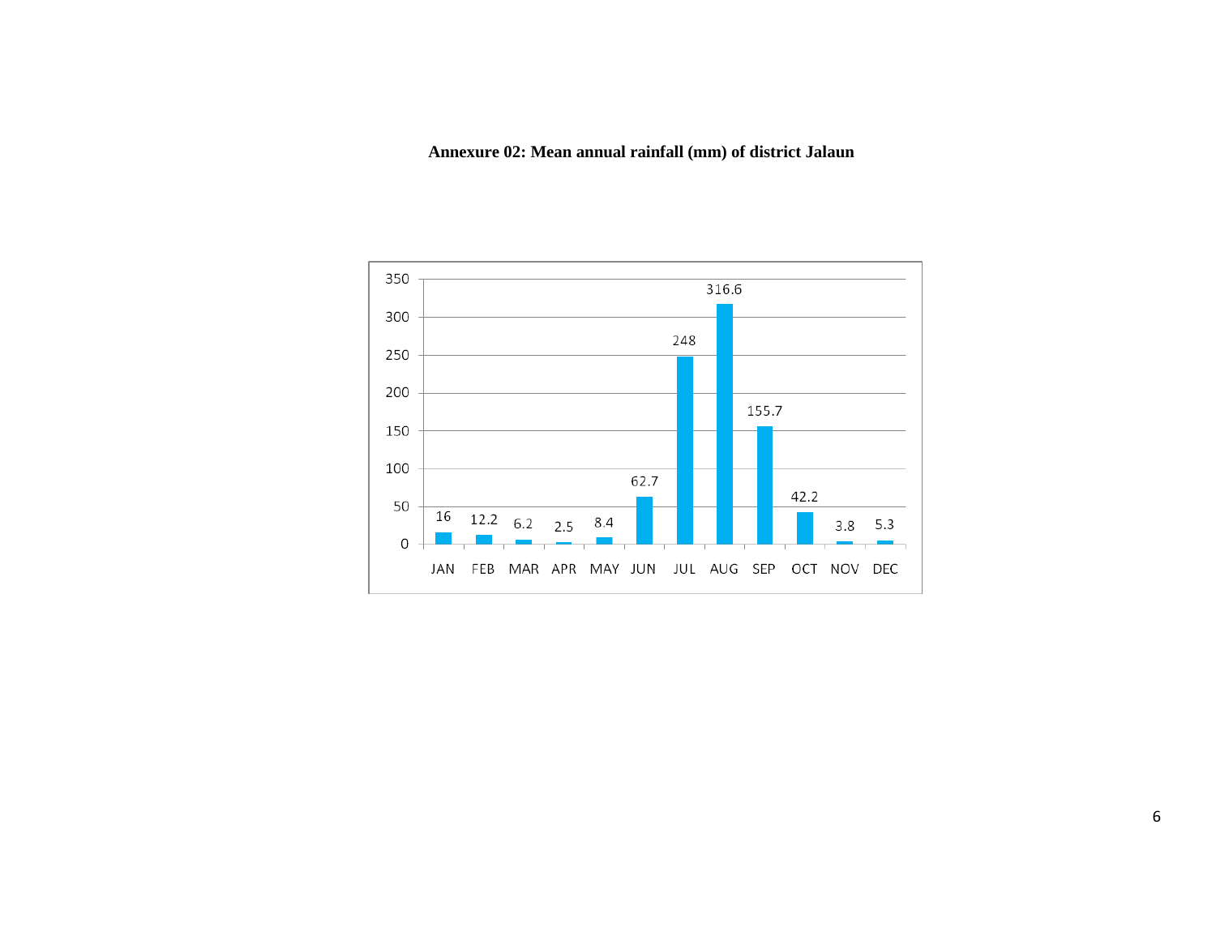**Annexure 02: Mean annual rainfall (mm) of district Jalaun**

| Month | Rainfall (mm) |
|---|---|
| JAN | 16 |
| FEB | 12.2 |
| MAR | 6.2 |
| APR | 2.5 |
| MAY | 8.4 |
| JUN | 62.7 |
| JUL | 248 |
| AUG | 316.6 |
| SEP | 155.7 |
| OCT | 42.2 |
| NOV | 3.8 |
| DEC | 5.3 |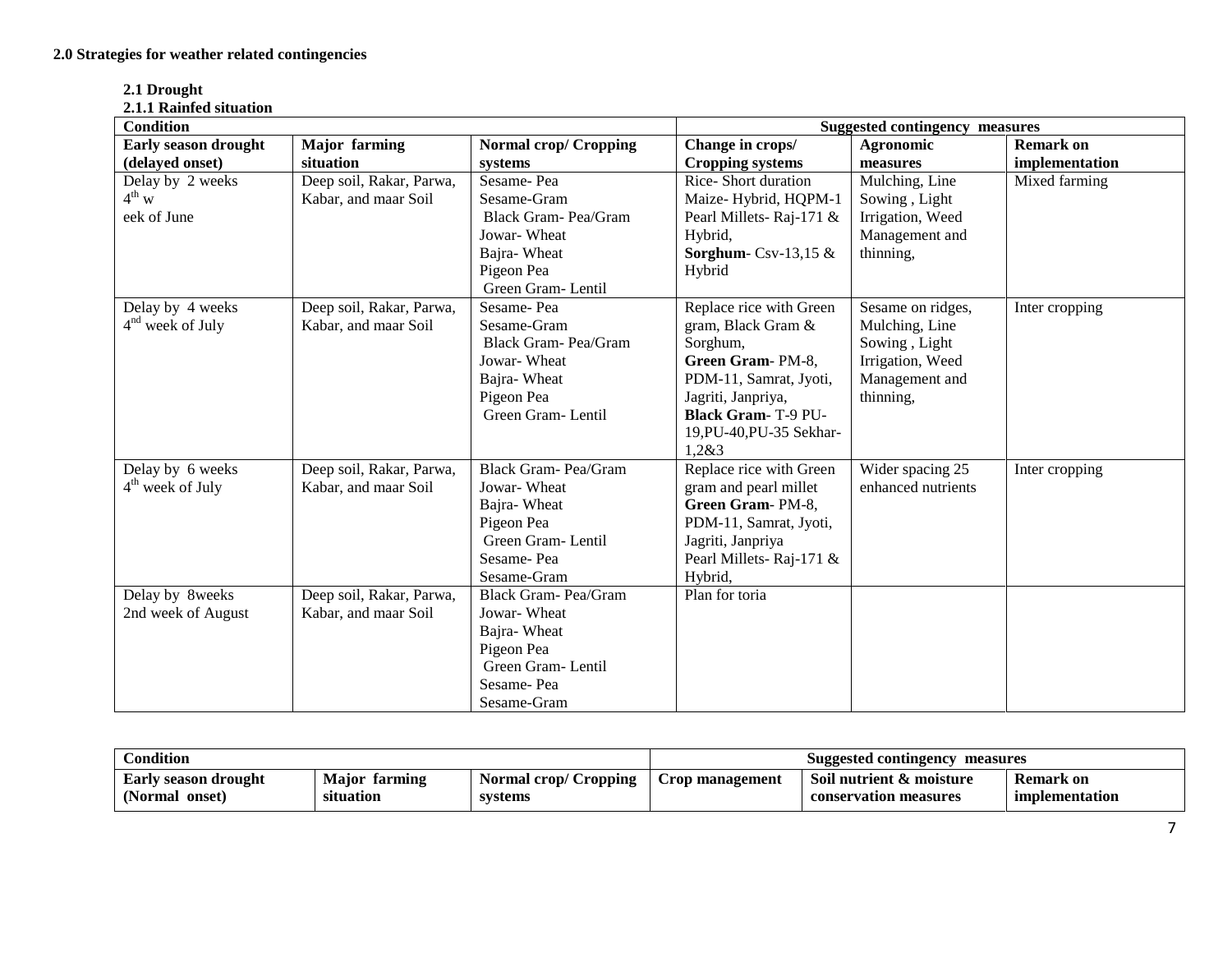**2.0 Strategies for weather related contingencies**

**2.1 Drought**

**2.1.1 Rainfed situation**

| **Condition** | | | **Suggested contingency measures** | | |
|---|---|---|---|---|---|
| **Early season drought (delayed onset)** | **Major farming situation** | **Normal crop/ Cropping systems** | **Change in crops/ Cropping systems** | **Agronomic measures** | **Remark on implementation** |
| Delay by 2 weeks 4th week of June | Deep soil, Rakar, Parwa, Kabar, and maar Soil | Sesame- Pea<br>Sesame-Gram<br>Black Gram- Pea/Gram<br>Jowar- Wheat<br>Bajra- Wheat<br>Pigeon Pea<br>Green Gram- Lentil | Rice- Short duration<br>Maize- Hybrid, HQPM-1<br>Pearl Millets- Raj-171 & Hybrid,<br>**Sorghum**- Csv-13,15 & Hybrid | Mulching, Line Sowing , Light Irrigation, Weed Management and thinning, | Mixed farming |
| Delay by 4 weeks 4th week of July | Deep soil, Rakar, Parwa, Kabar, and maar Soil | Sesame- Pea<br>Sesame-Gram<br>Black Gram- Pea/Gram<br>Jowar- Wheat<br>Bajra- Wheat<br>Pigeon Pea<br>Green Gram- Lentil | Replace rice with Green gram, Black Gram & Sorghum,<br>**Green Gram**- PM-8, PDM-11, Samrat, Jyoti, Jagriti, Janpriya,<br>**Black Gram**- T-9 PU-19,PU-40,PU-35 Sekhar-1,2&3 | Sesame on ridges, Mulching, Line Sowing , Light Irrigation, Weed Management and thinning, | Inter cropping |
| Delay by 6 weeks 4th week of July | Deep soil, Rakar, Parwa, Kabar, and maar Soil | Black Gram- Pea/Gram<br>Jowar- Wheat<br>Bajra- Wheat<br>Pigeon Pea<br>Green Gram- Lentil<br>Sesame- Pea<br>Sesame-Gram | Replace rice with Green gram and pearl millet<br>**Green Gram**- PM-8, PDM-11, Samrat, Jyoti, Jagriti, Janpriya<br>Pearl Millets- Raj-171 & Hybrid, | Wider spacing 25 enhanced nutrients | Inter cropping |
| Delay by 8weeks 2nd week of August | Deep soil, Rakar, Parwa, Kabar, and maar Soil | Black Gram- Pea/Gram<br>Jowar- Wheat<br>Bajra- Wheat<br>Pigeon Pea<br>Green Gram- Lentil<br>Sesame- Pea<br>Sesame-Gram | Plan for toria | | |

| **Condition** | | | **Suggested contingency measures** | | |
|---|---|---|---|---|---|
| **Early season drought (Normal onset)** | **Major farming situation** | **Normal crop/ Cropping systems** | **Crop management** | **Soil nutrient & moisture conservation measures** | **Remark on implementation** |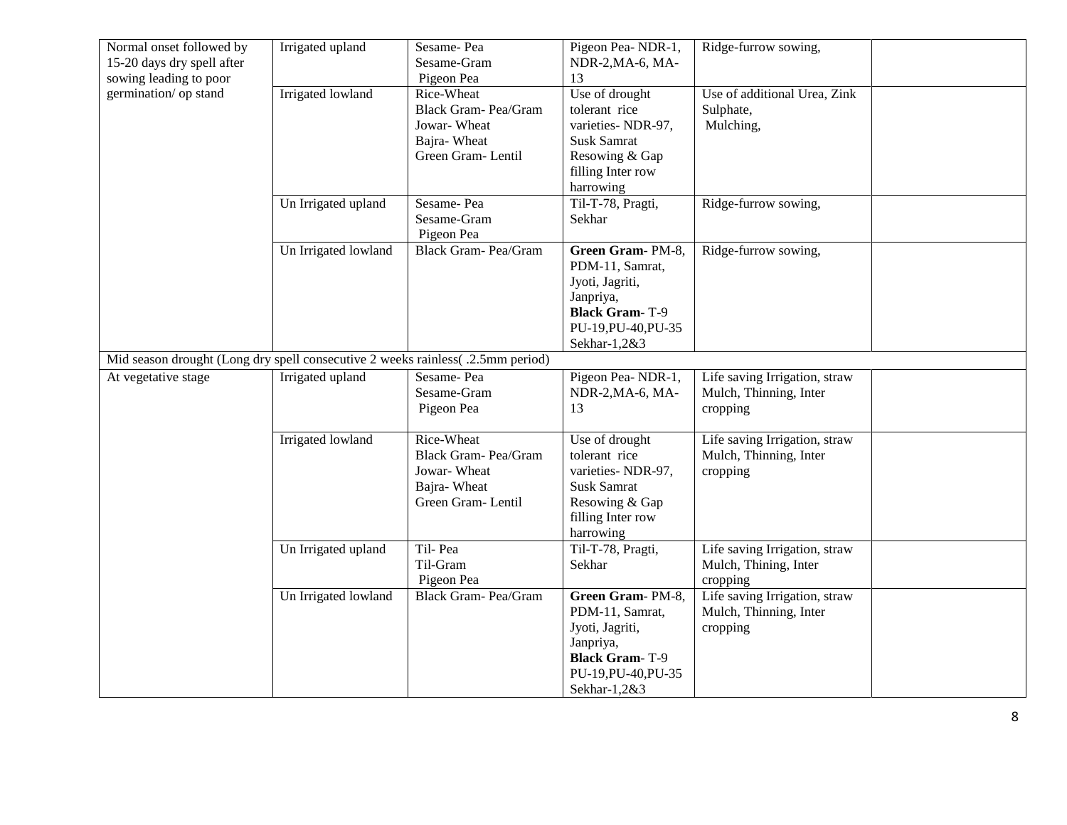| Normal onset followed by 15-20 days dry spell after sowing leading to poor germination/ op stand | Irrigated upland | Sesame- Pea<br>Sesame-Gram<br>Pigeon Pea | Pigeon Pea- NDR-1, NDR-2,MA-6, MA-13 | Ridge-furrow sowing, | |
|---|---|---|---|---|---|
| | Irrigated lowland | Rice-Wheat<br>Black Gram- Pea/Gram<br>Jowar- Wheat<br>Bajra- Wheat<br>Green Gram- Lentil | Use of drought tolerant rice varieties- NDR-97, Susk Samrat Resowing & Gap filling Inter row harrowing | Use of additional Urea, Zink Sulphate,<br>Mulching, | |
| | Un Irrigated upland | Sesame- Pea<br>Sesame-Gram<br>Pigeon Pea | Til-T-78, Pragti, Sekhar | Ridge-furrow sowing, | |
| | Un Irrigated lowland | Black Gram- Pea/Gram | **Green Gram**- PM-8, PDM-11, Samrat, Jyoti, Jagriti, Janpriya,<br>**Black Gram**- T-9 PU-19,PU-40,PU-35 Sekhar-1,2&3 | Ridge-furrow sowing, | |
| Mid season drought (Long dry spell consecutive 2 weeks rainless( .2.5mm period) | | | | | |
| At vegetative stage | Irrigated upland | Sesame- Pea<br>Sesame-Gram<br>Pigeon Pea | Pigeon Pea- NDR-1, NDR-2,MA-6, MA-13 | Life saving Irrigation, straw Mulch, Thinning, Inter cropping | |
| | Irrigated lowland | Rice-Wheat<br>Black Gram- Pea/Gram<br>Jowar- Wheat<br>Bajra- Wheat<br>Green Gram- Lentil | Use of drought tolerant rice varieties- NDR-97, Susk Samrat Resowing & Gap filling Inter row harrowing | Life saving Irrigation, straw Mulch, Thinning, Inter cropping | |
| | Un Irrigated upland | Til- Pea<br>Til-Gram<br>Pigeon Pea | Til-T-78, Pragti, Sekhar | Life saving Irrigation, straw Mulch, Thining, Inter cropping | |
| | Un Irrigated lowland | Black Gram- Pea/Gram | **Green Gram**- PM-8, PDM-11, Samrat, Jyoti, Jagriti, Janpriya,<br>**Black Gram**- T-9 PU-19,PU-40,PU-35 Sekhar-1,2&3 | Life saving Irrigation, straw Mulch, Thinning, Inter cropping | |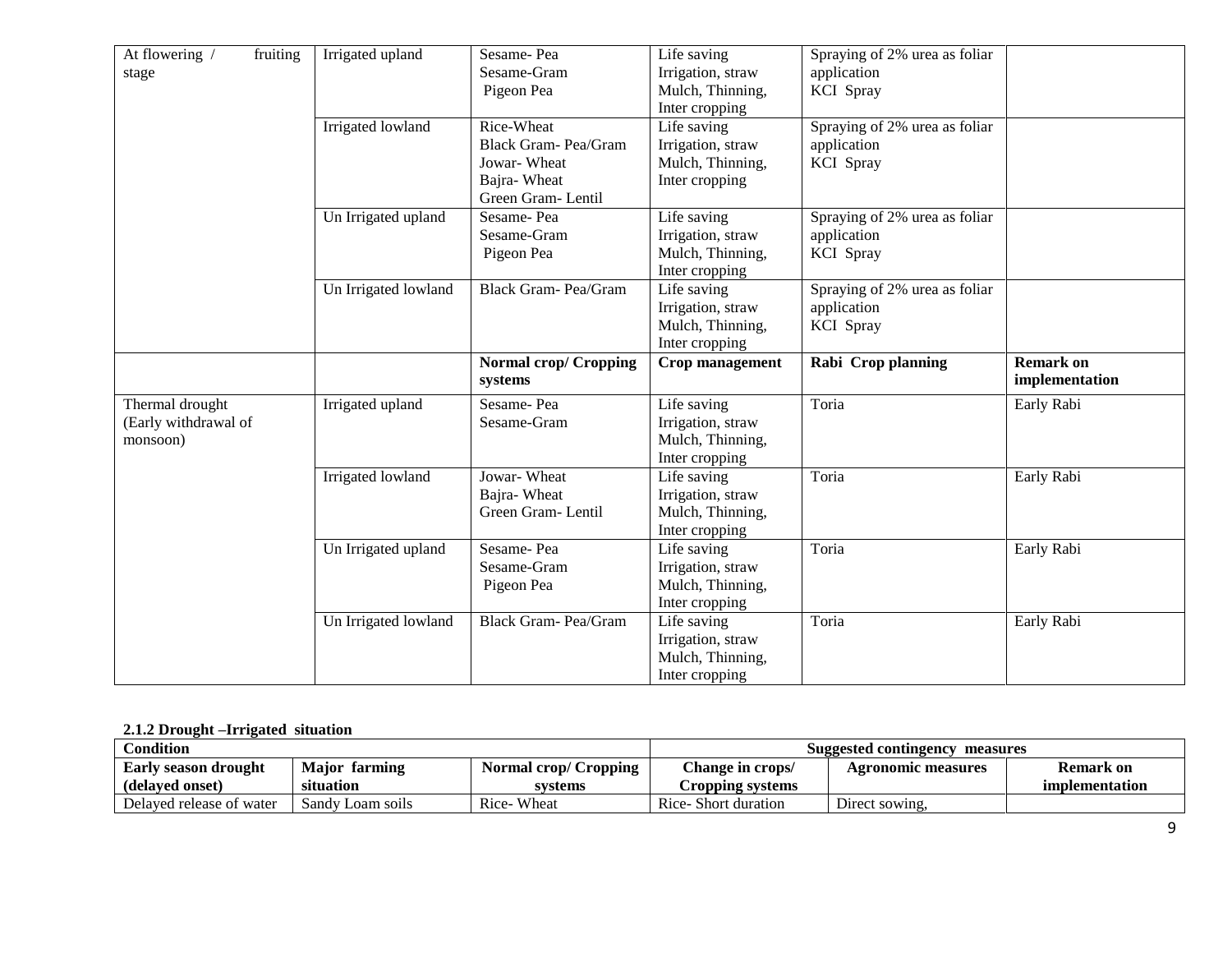| | | | | | |
|---|---|---|---|---|---|
| At flowering / fruiting stage | Irrigated upland | Sesame- Pea<br>Sesame-Gram<br>Pigeon Pea | Life saving Irrigation, straw Mulch, Thinning, Inter cropping | Spraying of 2% urea as foliar application<br>KCl Spray | |
| | Irrigated lowland | Rice-Wheat<br>Black Gram- Pea/Gram<br>Jowar- Wheat<br>Bajra- Wheat<br>Green Gram- Lentil | Life saving Irrigation, straw Mulch, Thinning, Inter cropping | Spraying of 2% urea as foliar application<br>KCl Spray | |
| | Un Irrigated upland | Sesame- Pea<br>Sesame-Gram<br>Pigeon Pea | Life saving Irrigation, straw Mulch, Thinning, Inter cropping | Spraying of 2% urea as foliar application<br>KCl Spray | |
| | Un Irrigated lowland | Black Gram- Pea/Gram | Life saving Irrigation, straw Mulch, Thinning, Inter cropping | Spraying of 2% urea as foliar application<br>KCl Spray | |
| | | **Normal crop/ Cropping systems** | **Crop management** | **Rabi Crop planning** | **Remark on implementation** |
| Thermal drought (Early withdrawal of monsoon) | Irrigated upland | Sesame- Pea<br>Sesame-Gram | Life saving Irrigation, straw Mulch, Thinning, Inter cropping | Toria | Early Rabi |
| | Irrigated lowland | Jowar- Wheat<br>Bajra- Wheat<br>Green Gram- Lentil | Life saving Irrigation, straw Mulch, Thinning, Inter cropping | Toria | Early Rabi |
| | Un Irrigated upland | Sesame- Pea<br>Sesame-Gram<br>Pigeon Pea | Life saving Irrigation, straw Mulch, Thinning, Inter cropping | Toria | Early Rabi |
| | Un Irrigated lowland | Black Gram- Pea/Gram | Life saving Irrigation, straw Mulch, Thinning, Inter cropping | Toria | Early Rabi |

**2.1.2 Drought –Irrigated situation**

| Condition | | | Suggested contingency measures | | |
|---|---|---|---|---|---|
| **Early season drought (delayed onset)** | **Major farming situation** | **Normal crop/ Cropping systems** | **Change in crops/ Cropping systems** | **Agronomic measures** | **Remark on implementation** |
| Delayed release of water | Sandy Loam soils | Rice- Wheat | Rice- Short duration | Direct sowing, | |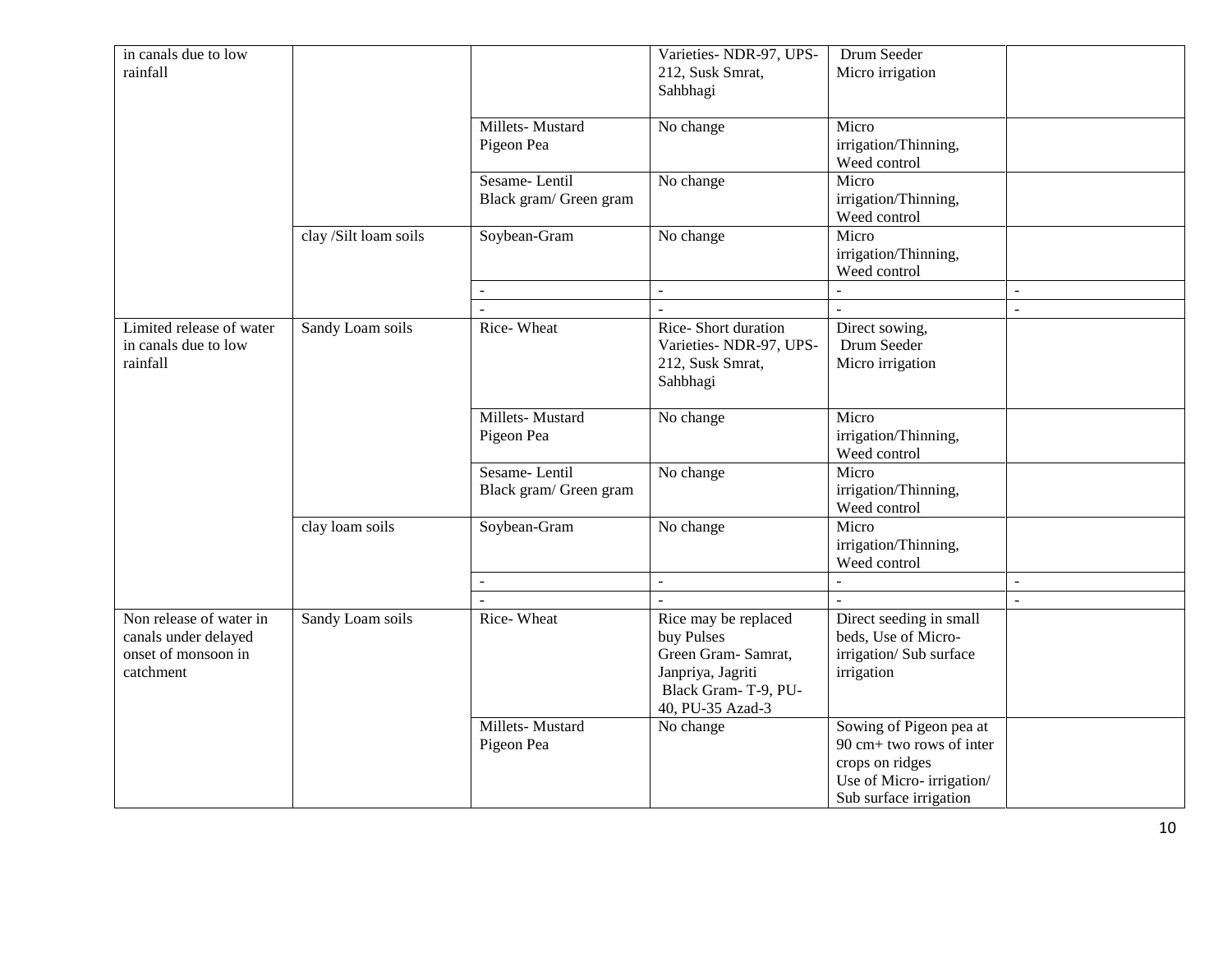| in canals due to low rainfall | | | Varieties- NDR-97, UPS-212, Susk Smrat, Sahbhagi | Drum Seeder Micro irrigation | |
|---|---|---|---|---|---|
| | | Millets- Mustard Pigeon Pea | No change | Micro irrigation/Thinning, Weed control | |
| | | Sesame- Lentil Black gram/ Green gram | No change | Micro irrigation/Thinning, Weed control | |
| | clay /Silt loam soils | Soybean-Gram | No change | Micro irrigation/Thinning, Weed control | |
| | | - | - | - | - |
| | | - | - | - | - |
| Limited release of water in canals due to low rainfall | Sandy Loam soils | Rice- Wheat | Rice- Short duration Varieties- NDR-97, UPS-212, Susk Smrat, Sahbhagi | Direct sowing, Drum Seeder Micro irrigation | |
| | | Millets- Mustard Pigeon Pea | No change | Micro irrigation/Thinning, Weed control | |
| | | Sesame- Lentil Black gram/ Green gram | No change | Micro irrigation/Thinning, Weed control | |
| | clay loam soils | Soybean-Gram | No change | Micro irrigation/Thinning, Weed control | |
| | | - | - | - | - |
| | | - | - | - | - |
| Non release of water in canals under delayed onset of monsoon in catchment | Sandy Loam soils | Rice- Wheat | Rice may be replaced buy Pulses Green Gram- Samrat, Janpriya, Jagriti Black Gram- T-9, PU-40, PU-35 Azad-3 | Direct seeding in small beds, Use of Micro-irrigation/ Sub surface irrigation | |
| | | Millets- Mustard Pigeon Pea | No change | Sowing of Pigeon pea at 90 cm+ two rows of inter crops on ridges Use of Micro- irrigation/ Sub surface irrigation | |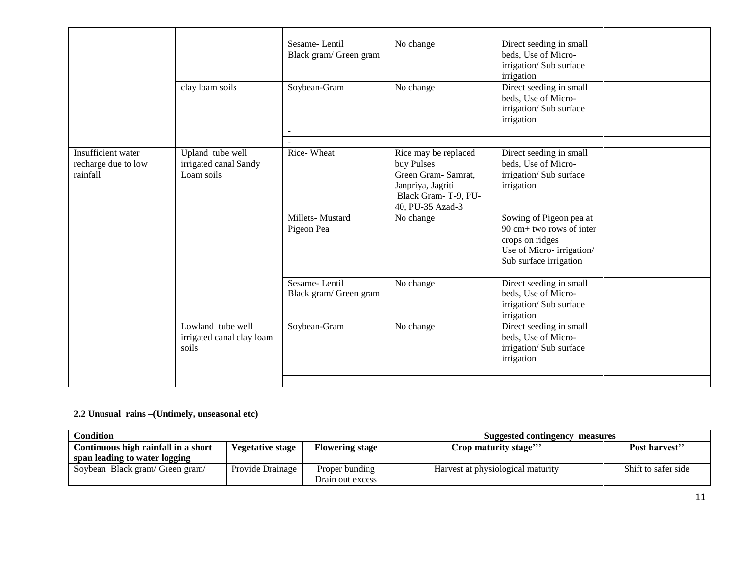| | | | | | |
|---|---|---|---|---|---|
| | | | | | |
| | | Sesame- Lentil Black gram/ Green gram | No change | Direct seeding in small beds, Use of Micro-irrigation/ Sub surface irrigation | |
| | clay loam soils | Soybean-Gram | No change | Direct seeding in small beds, Use of Micro-irrigation/ Sub surface irrigation | |
| | | - | | | |
| | | - | | | |
| Insufficient water recharge due to low rainfall | Upland tube well irrigated canal Sandy Loam soils | Rice- Wheat | Rice may be replaced buy Pulses Green Gram- Samrat, Janpriya, Jagriti Black Gram- T-9, PU-40, PU-35 Azad-3 | Direct seeding in small beds, Use of Micro-irrigation/ Sub surface irrigation | |
| | | Millets- Mustard Pigeon Pea | No change | Sowing of Pigeon pea at 90 cm+ two rows of inter crops on ridges Use of Micro- irrigation/ Sub surface irrigation | |
| | | Sesame- Lentil Black gram/ Green gram | No change | Direct seeding in small beds, Use of Micro-irrigation/ Sub surface irrigation | |
| | Lowland tube well irrigated canal clay loam soils | Soybean-Gram | No change | Direct seeding in small beds, Use of Micro-irrigation/ Sub surface irrigation | |
| | | | | | |
| | | | | | |

**2.2 Unusual rains –(Untimely, unseasonal etc)**

| Condition | | | Suggested contingency measures | |
|---|---|---|---|---|
| **Continuous high rainfall in a short span leading to water logging** | **Vegetative stage** | **Flowering stage** | **Crop maturity stage'''** | **Post harvest''** |
| Soybean Black gram/ Green gram/ | Provide Drainage | Proper bunding Drain out excess | Harvest at physiological maturity | Shift to safer side |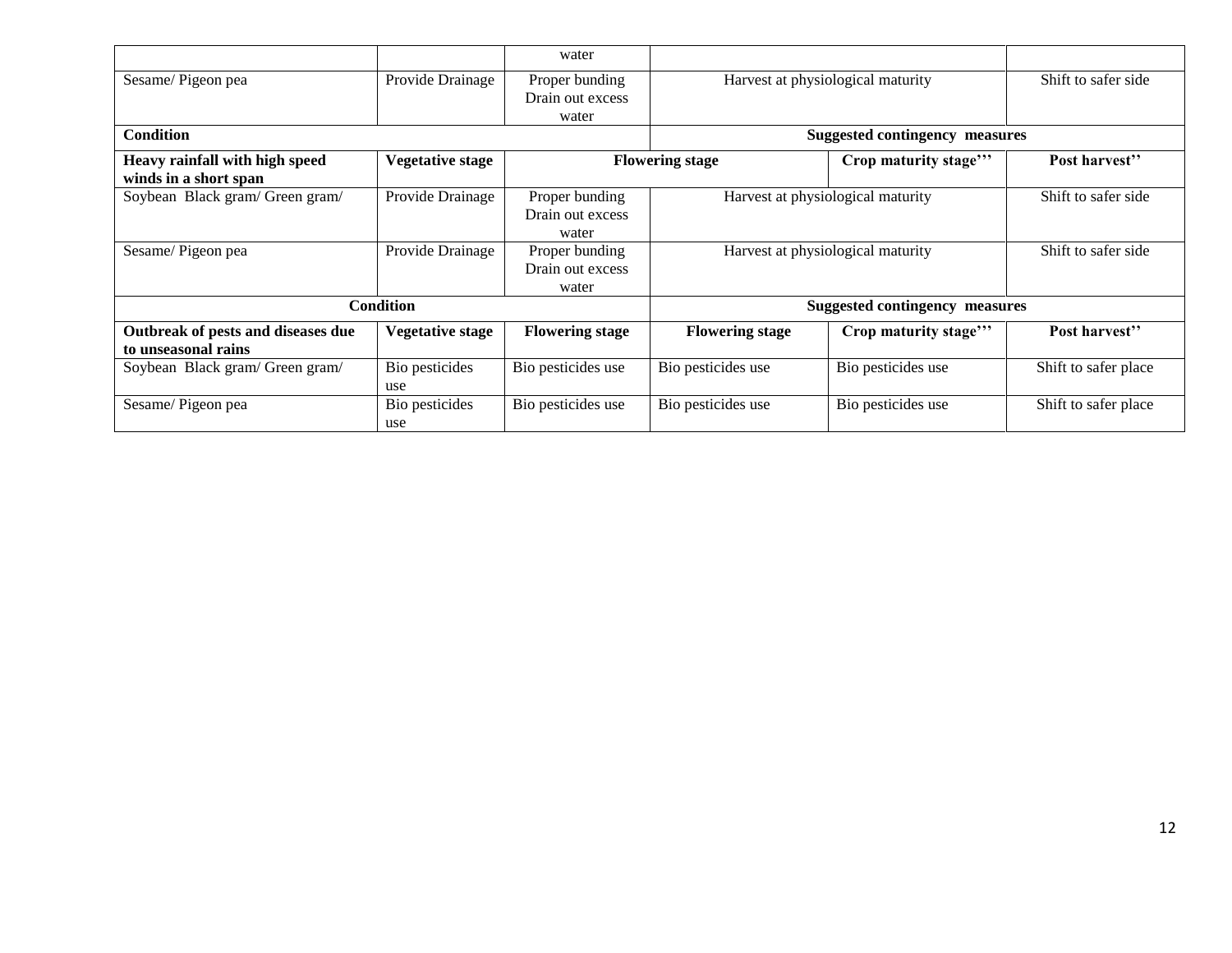| | | | | | |
|---|---|---|---|---|---|
| | | water | | | |
| Sesame/ Pigeon pea | Provide Drainage | Proper bunding Drain out excess water | Harvest at physiological maturity | | Shift to safer side |
| **Condition** | | | **Suggested contingency measures** | | |
| **Heavy rainfall with high speed winds in a short span** | **Vegetative stage** | **Flowering stage** | | **Crop maturity stage'''** | **Post harvest''** |
| Soybean Black gram/ Green gram/ | Provide Drainage | Proper bunding Drain out excess water | Harvest at physiological maturity | | Shift to safer side |
| Sesame/ Pigeon pea | Provide Drainage | Proper bunding Drain out excess water | Harvest at physiological maturity | | Shift to safer side |
| **Condition** | | | **Suggested contingency measures** | | |
| **Outbreak of pests and diseases due to unseasonal rains** | **Vegetative stage** | **Flowering stage** | **Flowering stage** | **Crop maturity stage'''** | **Post harvest''** |
| Soybean Black gram/ Green gram/ | Bio pesticides use | Bio pesticides use | Bio pesticides use | Bio pesticides use | Shift to safer place |
| Sesame/ Pigeon pea | Bio pesticides use | Bio pesticides use | Bio pesticides use | Bio pesticides use | Shift to safer place |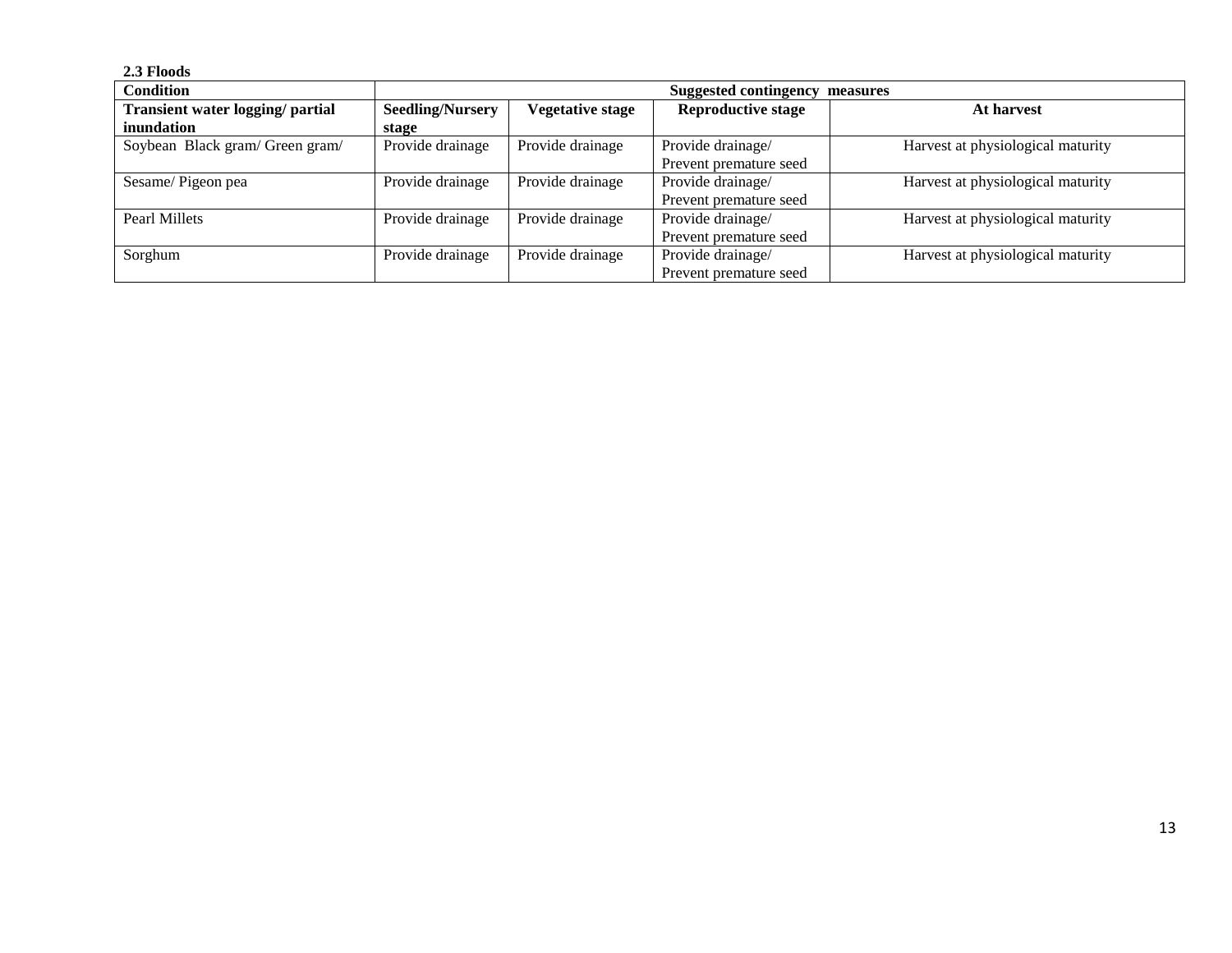**2.3 Floods**

| Condition | Suggested contingency measures | | | |
|---|---|---|---|---|
| **Transient water logging/ partial inundation** | **Seedling/Nursery stage** | **Vegetative stage** | **Reproductive stage** | **At harvest** |
| Soybean Black gram/ Green gram/ | Provide drainage | Provide drainage | Provide drainage/ Prevent premature seed | Harvest at physiological maturity |
| Sesame/ Pigeon pea | Provide drainage | Provide drainage | Provide drainage/ Prevent premature seed | Harvest at physiological maturity |
| Pearl Millets | Provide drainage | Provide drainage | Provide drainage/ Prevent premature seed | Harvest at physiological maturity |
| Sorghum | Provide drainage | Provide drainage | Provide drainage/ Prevent premature seed | Harvest at physiological maturity |